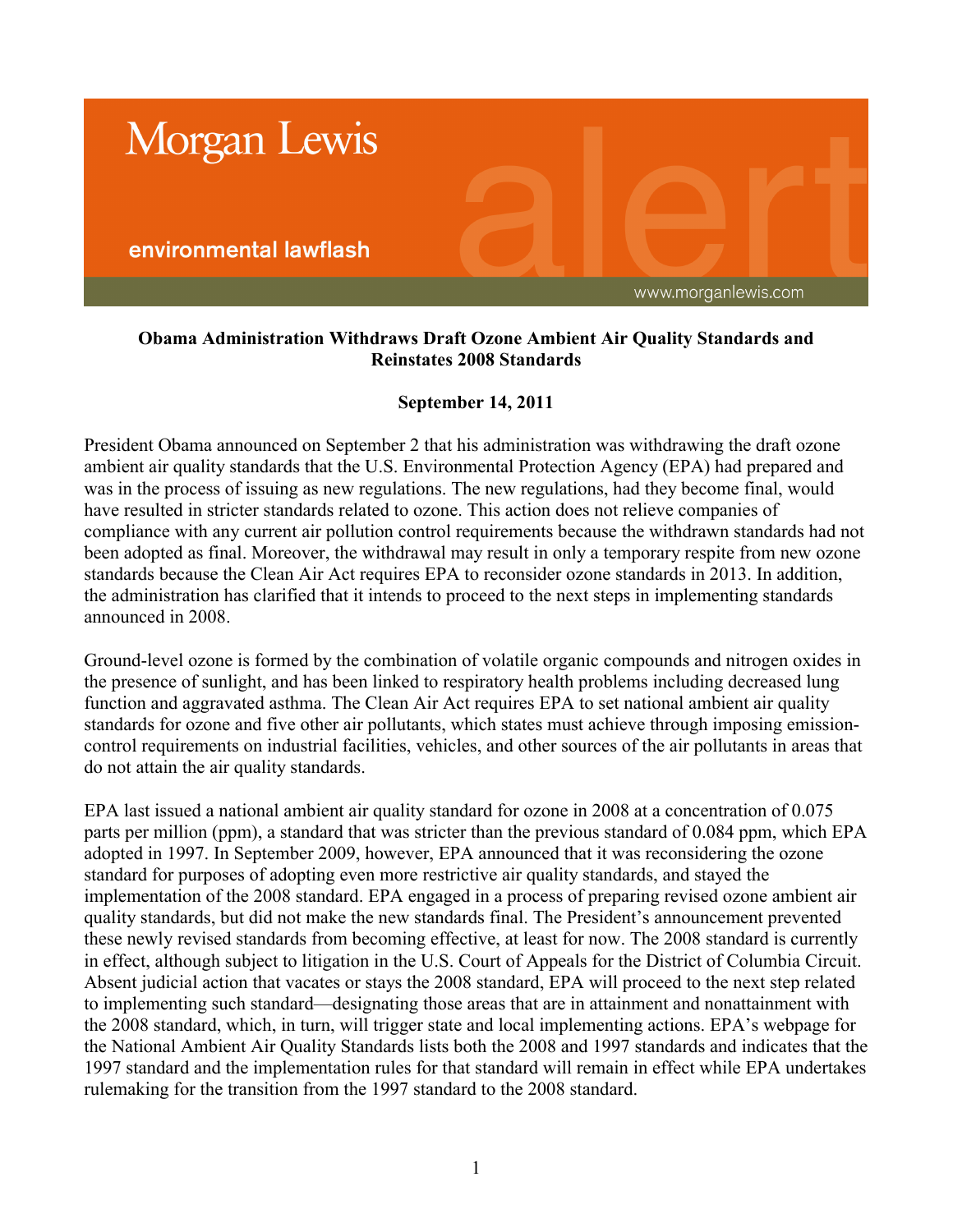Morgan Lewis

environmental lawflash

alert

www.morganlewis.com

**Obama Administration Withdraws Draft Ozone Ambient Air Quality Standards and Reinstates 2008 Standards**

**September 14, 2011**

President Obama announced on September 2 that his administration was withdrawing the draft ozone ambient air quality standards that the U.S. Environmental Protection Agency (EPA) had prepared and was in the process of issuing as new regulations. The new regulations, had they become final, would have resulted in stricter standards related to ozone. This action does not relieve companies of compliance with any current air pollution control requirements because the withdrawn standards had not been adopted as final. Moreover, the withdrawal may result in only a temporary respite from new ozone standards because the Clean Air Act requires EPA to reconsider ozone standards in 2013. In addition, the administration has clarified that it intends to proceed to the next steps in implementing standards announced in 2008.

Ground-level ozone is formed by the combination of volatile organic compounds and nitrogen oxides in the presence of sunlight, and has been linked to respiratory health problems including decreased lung function and aggravated asthma. The Clean Air Act requires EPA to set national ambient air quality standards for ozone and five other air pollutants, which states must achieve through imposing emission-control requirements on industrial facilities, vehicles, and other sources of the air pollutants in areas that do not attain the air quality standards.

EPA last issued a national ambient air quality standard for ozone in 2008 at a concentration of 0.075 parts per million (ppm), a standard that was stricter than the previous standard of 0.084 ppm, which EPA adopted in 1997. In September 2009, however, EPA announced that it was reconsidering the ozone standard for purposes of adopting even more restrictive air quality standards, and stayed the implementation of the 2008 standard. EPA engaged in a process of preparing revised ozone ambient air quality standards, but did not make the new standards final. The President's announcement prevented these newly revised standards from becoming effective, at least for now. The 2008 standard is currently in effect, although subject to litigation in the U.S. Court of Appeals for the District of Columbia Circuit. Absent judicial action that vacates or stays the 2008 standard, EPA will proceed to the next step related to implementing such standard—designating those areas that are in attainment and nonattainment with the 2008 standard, which, in turn, will trigger state and local implementing actions. EPA's webpage for the National Ambient Air Quality Standards lists both the 2008 and 1997 standards and indicates that the 1997 standard and the implementation rules for that standard will remain in effect while EPA undertakes rulemaking for the transition from the 1997 standard to the 2008 standard.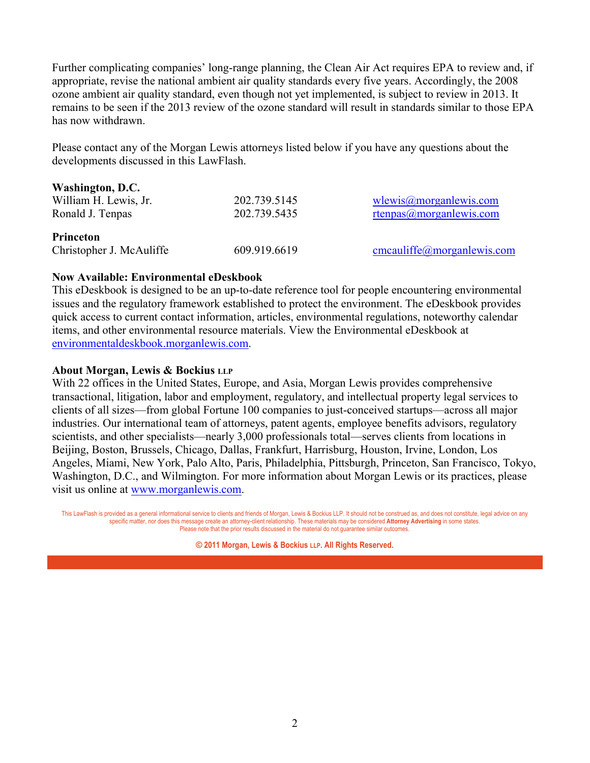Further complicating companies' long-range planning, the Clean Air Act requires EPA to review and, if appropriate, revise the national ambient air quality standards every five years. Accordingly, the 2008 ozone ambient air quality standard, even though not yet implemented, is subject to review in 2013. It remains to be seen if the 2013 review of the ozone standard will result in standards similar to those EPA has now withdrawn.

Please contact any of the Morgan Lewis attorneys listed below if you have any questions about the developments discussed in this LawFlash.

| | | |
|---|---|---|
| **Washington, D.C.** | | |
| William H. Lewis, Jr. | 202.739.5145 | wlewis@morganlewis.com |
| Ronald J. Tenpas | 202.739.5435 | rtenpas@morganlewis.com |
| **Princeton** | | |
| Christopher J. McAuliffe | 609.919.6619 | cmcauliffe@morganlewis.com |

**Now Available: Environmental eDeskbook**

This eDeskbook is designed to be an up-to-date reference tool for people encountering environmental issues and the regulatory framework established to protect the environment. The eDeskbook provides quick access to current contact information, articles, environmental regulations, noteworthy calendar items, and other environmental resource materials. View the Environmental eDeskbook at environmentaldeskbook.morganlewis.com.

**About Morgan, Lewis & Bockius LLP**

With 22 offices in the United States, Europe, and Asia, Morgan Lewis provides comprehensive transactional, litigation, labor and employment, regulatory, and intellectual property legal services to clients of all sizes—from global Fortune 100 companies to just-conceived startups—across all major industries. Our international team of attorneys, patent agents, employee benefits advisors, regulatory scientists, and other specialists—nearly 3,000 professionals total—serves clients from locations in Beijing, Boston, Brussels, Chicago, Dallas, Frankfurt, Harrisburg, Houston, Irvine, London, Los Angeles, Miami, New York, Palo Alto, Paris, Philadelphia, Pittsburgh, Princeton, San Francisco, Tokyo, Washington, D.C., and Wilmington. For more information about Morgan Lewis or its practices, please visit us online at www.morganlewis.com.

This LawFlash is provided as a general informational service to clients and friends of Morgan, Lewis & Bockius LLP. It should not be construed as, and does not constitute, legal advice on any specific matter, nor does this message create an attorney-client relationship. These materials may be considered **Attorney Advertising** in some states. Please note that the prior results discussed in the material do not guarantee similar outcomes.

**© 2011 Morgan, Lewis & Bockius LLP. All Rights Reserved.**